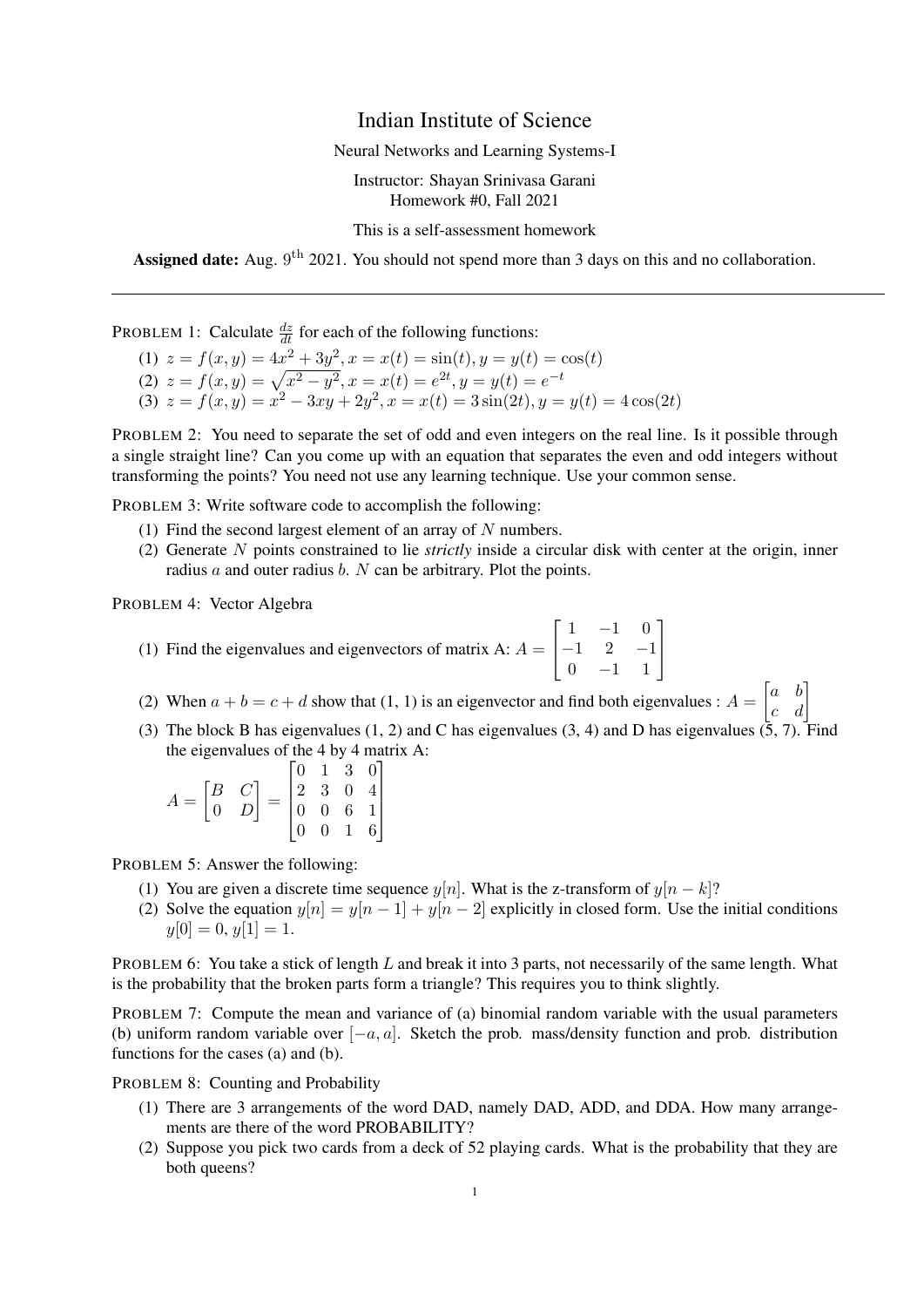# Indian Institute of Science

Neural Networks and Learning Systems-I

Instructor: Shayan Srinivasa Garani
Homework #0, Fall 2021

This is a self-assessment homework

**Assigned date:** Aug. $9^{\text{th}}$ 2021. You should not spend more than 3 days on this and no collaboration.

---

PROBLEM 1: Calculate $\frac{dz}{dt}$ for each of the following functions:

(1) $z = f(x, y) = 4x^2 + 3y^2, x = x(t) = \sin(t), y = y(t) = \cos(t)$
(2) $z = f(x, y) = \sqrt{x^2 - y^2}, x = x(t) = e^{2t}, y = y(t) = e^{-t}$
(3) $z = f(x, y) = x^2 - 3xy + 2y^2, x = x(t) = 3\sin(2t), y = y(t) = 4\cos(2t)$

PROBLEM 2: You need to separate the set of odd and even integers on the real line. Is it possible through a single straight line? Can you come up with an equation that separates the even and odd integers without transforming the points? You need not use any learning technique. Use your common sense.

PROBLEM 3: Write software code to accomplish the following:

(1) Find the second largest element of an array of $N$ numbers.
(2) Generate $N$ points constrained to lie *strictly* inside a circular disk with center at the origin, inner radius $a$ and outer radius $b$. $N$ can be arbitrary. Plot the points.

PROBLEM 4: Vector Algebra

(1) Find the eigenvalues and eigenvectors of matrix A: $A = \begin{bmatrix} 1 & -1 & 0 \\ -1 & 2 & -1 \\ 0 & -1 & 1 \end{bmatrix}$
(2) When $a + b = c + d$ show that (1, 1) is an eigenvector and find both eigenvalues : $A = \begin{bmatrix} a & b \\ c & d \end{bmatrix}$
(3) The block B has eigenvalues (1, 2) and C has eigenvalues (3, 4) and D has eigenvalues (5, 7). Find the eigenvalues of the 4 by 4 matrix A:

$$A = \begin{bmatrix} B & C \\ 0 & D \end{bmatrix} = \begin{bmatrix} 0 & 1 & 3 & 0 \\ 2 & 3 & 0 & 4 \\ 0 & 0 & 6 & 1 \\ 0 & 0 & 1 & 6 \end{bmatrix}$$

PROBLEM 5: Answer the following:

(1) You are given a discrete time sequence $y[n]$. What is the z-transform of $y[n-k]$?
(2) Solve the equation $y[n] = y[n-1] + y[n-2]$ explicitly in closed form. Use the initial conditions $y[0] = 0, y[1] = 1$.

PROBLEM 6: You take a stick of length $L$ and break it into 3 parts, not necessarily of the same length. What is the probability that the broken parts form a triangle? This requires you to think slightly.

PROBLEM 7: Compute the mean and variance of (a) binomial random variable with the usual parameters (b) uniform random variable over $[-a, a]$. Sketch the prob. mass/density function and prob. distribution functions for the cases (a) and (b).

PROBLEM 8: Counting and Probability

(1) There are 3 arrangements of the word DAD, namely DAD, ADD, and DDA. How many arrangements are there of the word PROBABILITY?
(2) Suppose you pick two cards from a deck of 52 playing cards. What is the probability that they are both queens?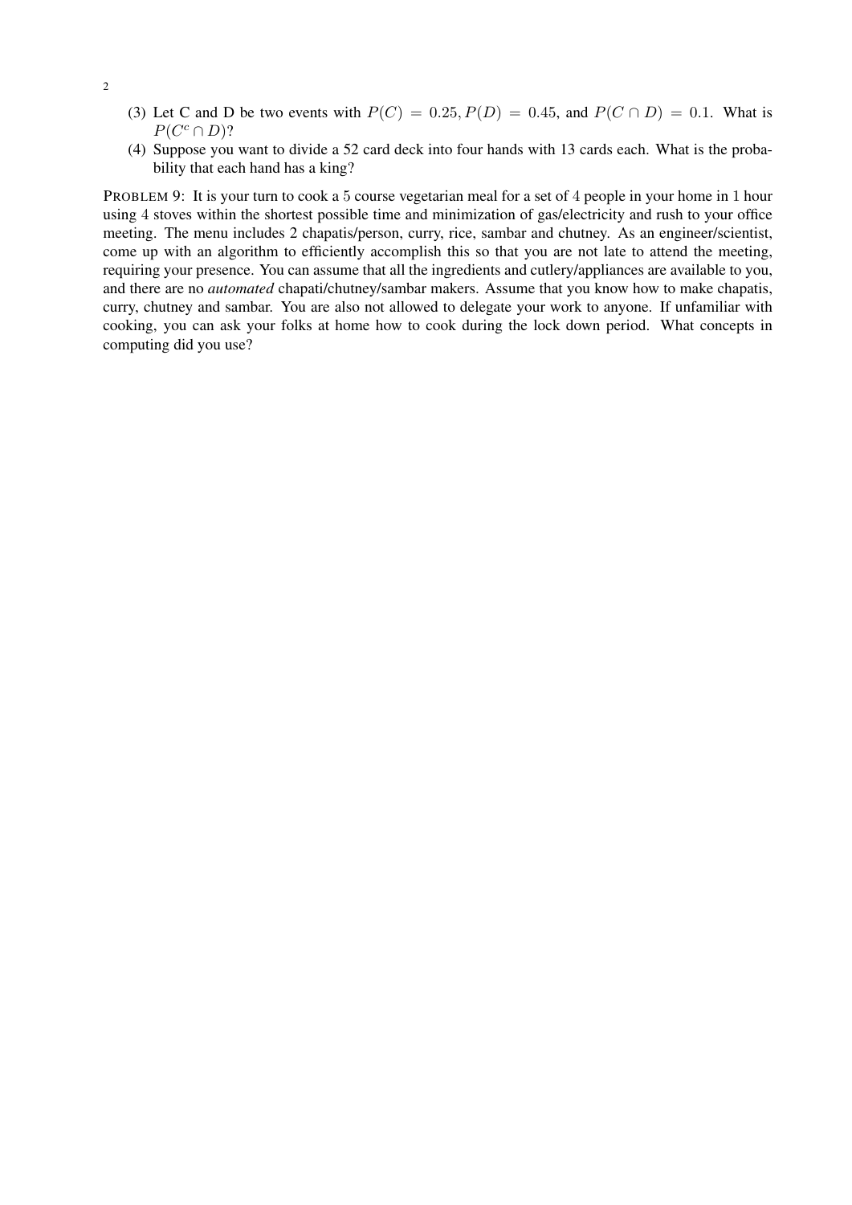(3) Let C and D be two events with $P(C) = 0.25, P(D) = 0.45$, and $P(C \cap D) = 0.1$. What is $P(C^c \cap D)$?

(4) Suppose you want to divide a 52 card deck into four hands with 13 cards each. What is the probability that each hand has a king?

PROBLEM 9: It is your turn to cook a $5$ course vegetarian meal for a set of $4$ people in your home in $1$ hour using $4$ stoves within the shortest possible time and minimization of gas/electricity and rush to your office meeting. The menu includes 2 chapatis/person, curry, rice, sambar and chutney. As an engineer/scientist, come up with an algorithm to efficiently accomplish this so that you are not late to attend the meeting, requiring your presence. You can assume that all the ingredients and cutlery/appliances are available to you, and there are no *automated* chapati/chutney/sambar makers. Assume that you know how to make chapatis, curry, chutney and sambar. You are also not allowed to delegate your work to anyone. If unfamiliar with cooking, you can ask your folks at home how to cook during the lock down period. What concepts in computing did you use?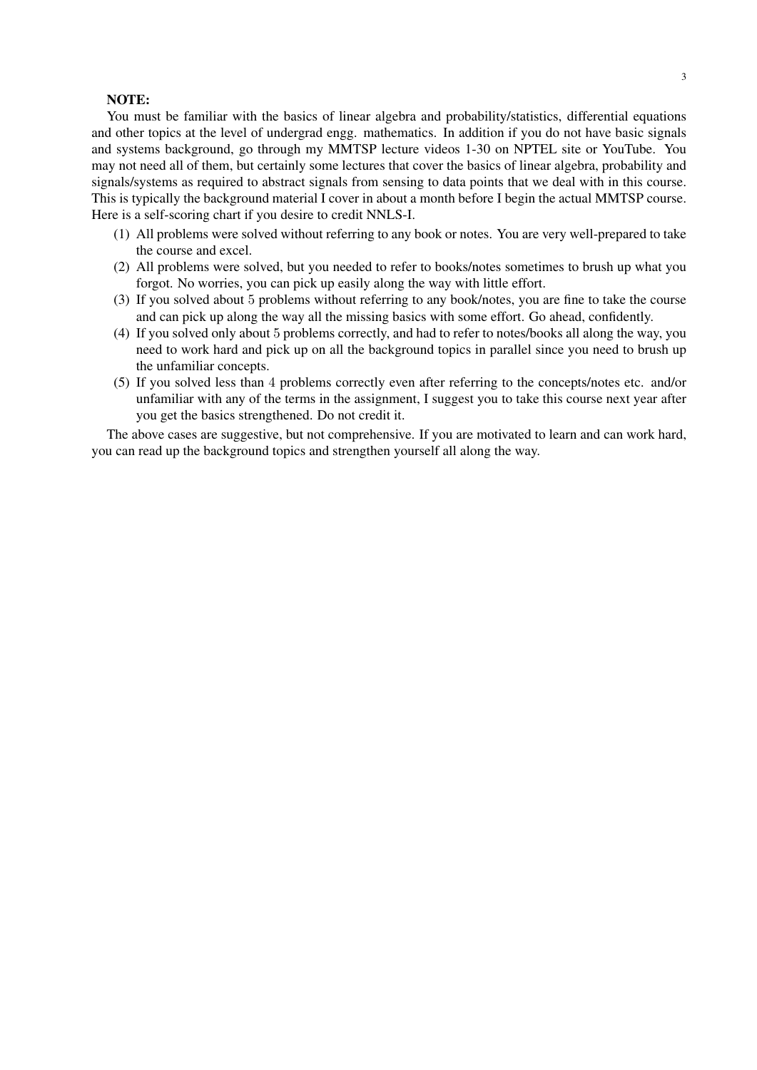**NOTE:**

You must be familiar with the basics of linear algebra and probability/statistics, differential equations and other topics at the level of undergrad engg. mathematics. In addition if you do not have basic signals and systems background, go through my MMTSP lecture videos 1-30 on NPTEL site or YouTube. You may not need all of them, but certainly some lectures that cover the basics of linear algebra, probability and signals/systems as required to abstract signals from sensing to data points that we deal with in this course. This is typically the background material I cover in about a month before I begin the actual MMTSP course. Here is a self-scoring chart if you desire to credit NNLS-I.

(1) All problems were solved without referring to any book or notes. You are very well-prepared to take the course and excel.

(2) All problems were solved, but you needed to refer to books/notes sometimes to brush up what you forgot. No worries, you can pick up easily along the way with little effort.

(3) If you solved about 5 problems without referring to any book/notes, you are fine to take the course and can pick up along the way all the missing basics with some effort. Go ahead, confidently.

(4) If you solved only about 5 problems correctly, and had to refer to notes/books all along the way, you need to work hard and pick up on all the background topics in parallel since you need to brush up the unfamiliar concepts.

(5) If you solved less than 4 problems correctly even after referring to the concepts/notes etc. and/or unfamiliar with any of the terms in the assignment, I suggest you to take this course next year after you get the basics strengthened. Do not credit it.

The above cases are suggestive, but not comprehensive. If you are motivated to learn and can work hard, you can read up the background topics and strengthen yourself all along the way.